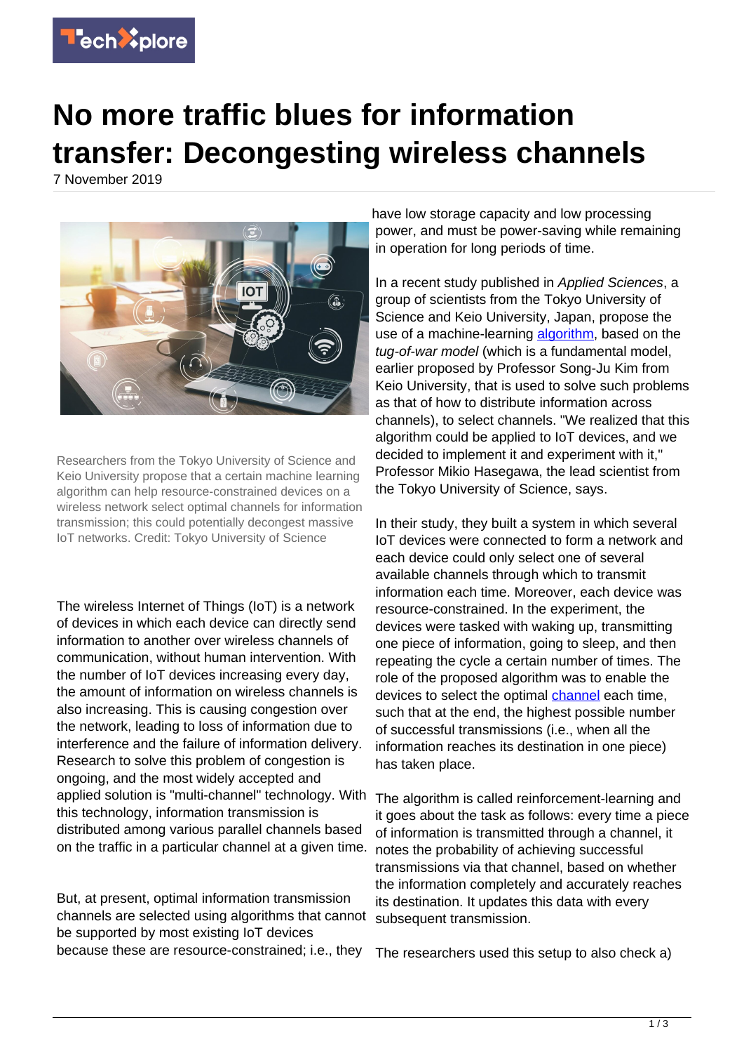# No more traffic blues for information transfer: Decongesting wireless channels

7 November 2019

Researchers from the Tokyo University of Science and Keio University propose that a certain machine learning algorithm can help resource-constrained devices on a wireless network select optimal channels for information transmission; this could potentially decongest massive IoT networks. Credit: Tokyo University of Science

The wireless Internet of Things (IoT) is a network of devices in which each device can directly send information to another over wireless channels of communication, without human intervention. With the number of IoT devices increasing every day, the amount of information on wireless channels is also increasing. This is causing congestion over the network, leading to loss of information due to interference and the failure of information delivery. Research to solve this problem of congestion is ongoing, and the most widely accepted and applied solution is "multi-channel" technology. With this technology, information transmission is distributed among various parallel channels based on the traffic in a particular channel at a given time.

But, at present, optimal information transmission channels are selected using algorithms that cannot be supported by most existing IoT devices because these are resource-constrained; i.e., they have low storage capacity and low processing power, and must be power-saving while remaining in operation for long periods of time.

In a recent study published in *Applied Sciences*, a group of scientists from the Tokyo University of Science and Keio University, Japan, propose the use of a machine-learning algorithm, based on the *tug-of-war model* (which is a fundamental model, earlier proposed by Professor Song-Ju Kim from Keio University, that is used to solve such problems as that of how to distribute information across channels), to select channels. "We realized that this algorithm could be applied to IoT devices, and we decided to implement it and experiment with it," Professor Mikio Hasegawa, the lead scientist from the Tokyo University of Science, says.

In their study, they built a system in which several IoT devices were connected to form a network and each device could only select one of several available channels through which to transmit information each time. Moreover, each device was resource-constrained. In the experiment, the devices were tasked with waking up, transmitting one piece of information, going to sleep, and then repeating the cycle a certain number of times. The role of the proposed algorithm was to enable the devices to select the optimal channel each time, such that at the end, the highest possible number of successful transmissions (i.e., when all the information reaches its destination in one piece) has taken place.

The algorithm is called reinforcement-learning and it goes about the task as follows: every time a piece of information is transmitted through a channel, it notes the probability of achieving successful transmissions via that channel, based on whether the information completely and accurately reaches its destination. It updates this data with every subsequent transmission.

The researchers used this setup to also check a)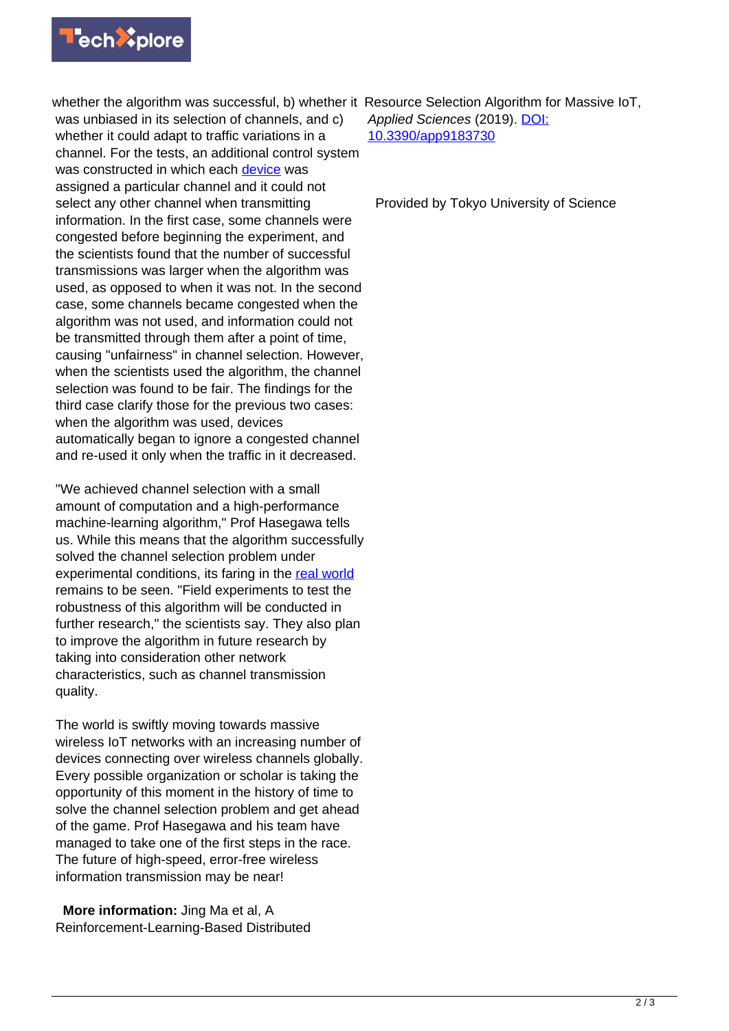whether the algorithm was successful, b) whether it was unbiased in its selection of channels, and c) whether it could adapt to traffic variations in a channel. For the tests, an additional control system was constructed in which each device was assigned a particular channel and it could not select any other channel when transmitting information. In the first case, some channels were congested before beginning the experiment, and the scientists found that the number of successful transmissions was larger when the algorithm was used, as opposed to when it was not. In the second case, some channels became congested when the algorithm was not used, and information could not be transmitted through them after a point of time, causing "unfairness" in channel selection. However, when the scientists used the algorithm, the channel selection was found to be fair. The findings for the third case clarify those for the previous two cases: when the algorithm was used, devices automatically began to ignore a congested channel and re-used it only when the traffic in it decreased.

"We achieved channel selection with a small amount of computation and a high-performance machine-learning algorithm," Prof Hasegawa tells us. While this means that the algorithm successfully solved the channel selection problem under experimental conditions, its faring in the real world remains to be seen. "Field experiments to test the robustness of this algorithm will be conducted in further research," the scientists say. They also plan to improve the algorithm in future research by taking into consideration other network characteristics, such as channel transmission quality.

The world is swiftly moving towards massive wireless IoT networks with an increasing number of devices connecting over wireless channels globally. Every possible organization or scholar is taking the opportunity of this moment in the history of time to solve the channel selection problem and get ahead of the game. Prof Hasegawa and his team have managed to take one of the first steps in the race. The future of high-speed, error-free wireless information transmission may be near!

**More information:** Jing Ma et al, A Reinforcement-Learning-Based Distributed Resource Selection Algorithm for Massive IoT, *Applied Sciences* (2019). DOI: 10.3390/app9183730

Provided by Tokyo University of Science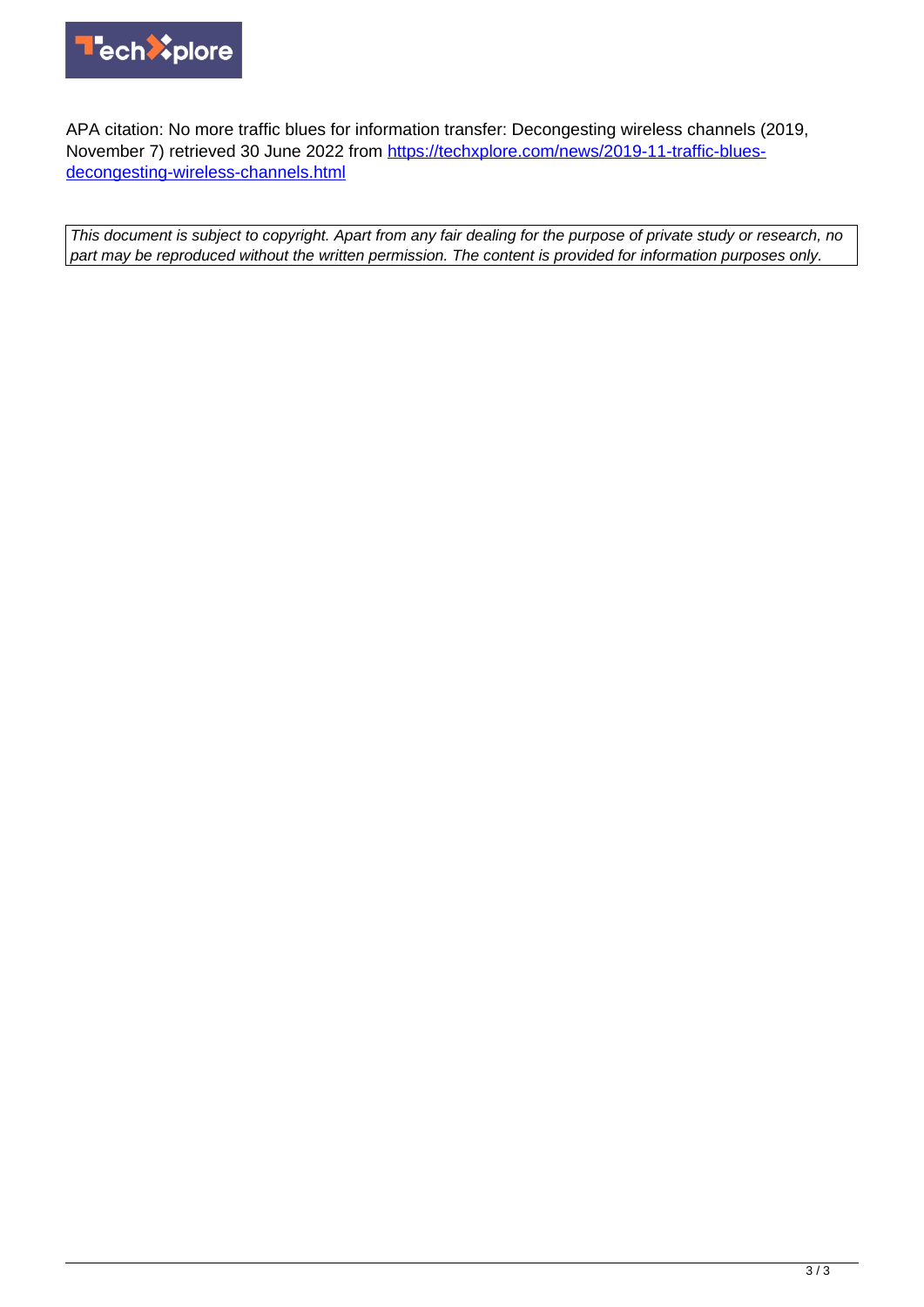APA citation: No more traffic blues for information transfer: Decongesting wireless channels (2019, November 7) retrieved 30 June 2022 from [https://techxplore.com/news/2019-11-traffic-blues-decongesting-wireless-channels.html](https://techxplore.com/news/2019-11-traffic-blues-decongesting-wireless-channels.html)

*This document is subject to copyright. Apart from any fair dealing for the purpose of private study or research, no part may be reproduced without the written permission. The content is provided for information purposes only.*